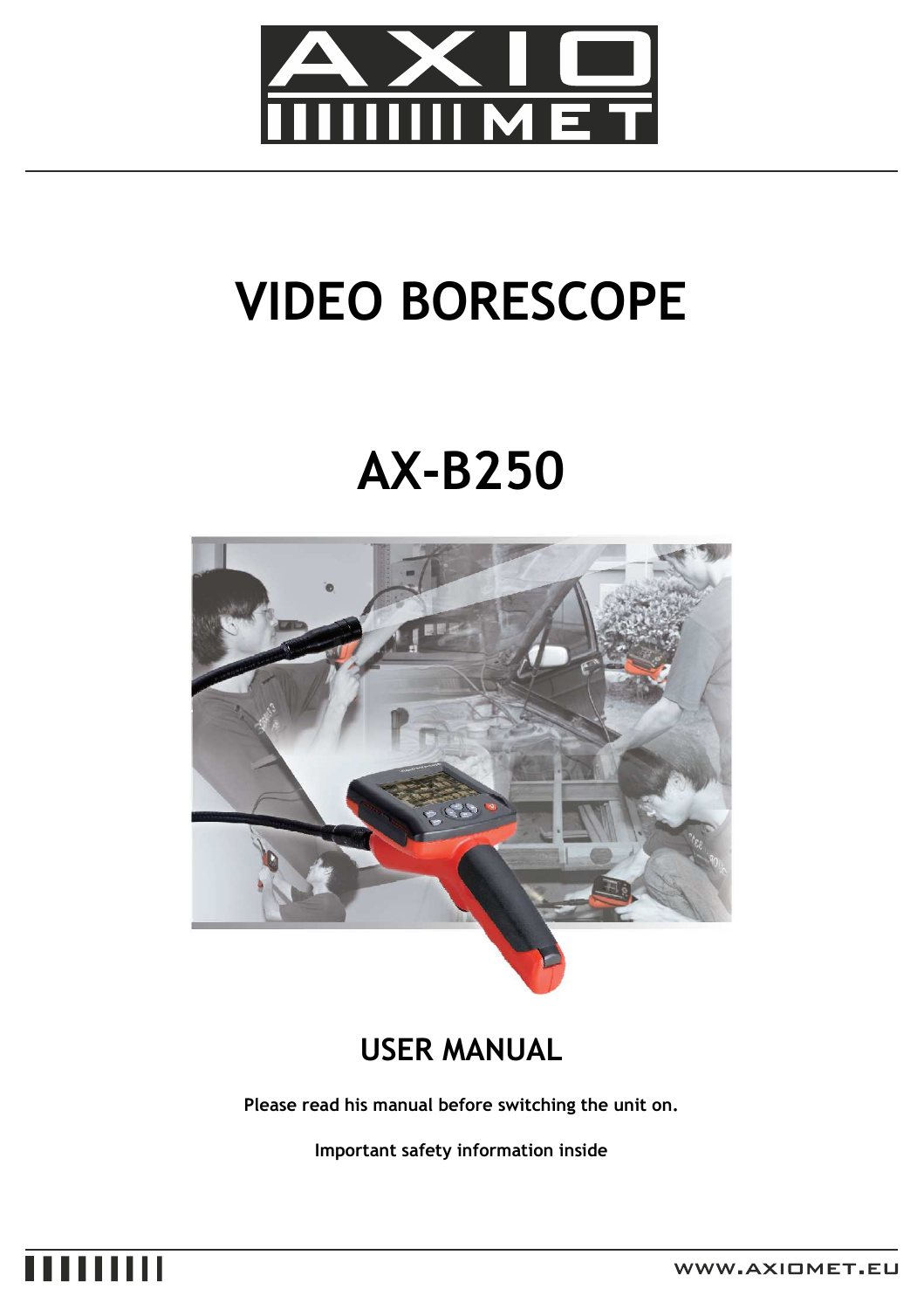# VIDEO BORESCOPE

# AX-B250

## USER MANUAL

**Please read his manual before switching the unit on.**

**Important safety information inside**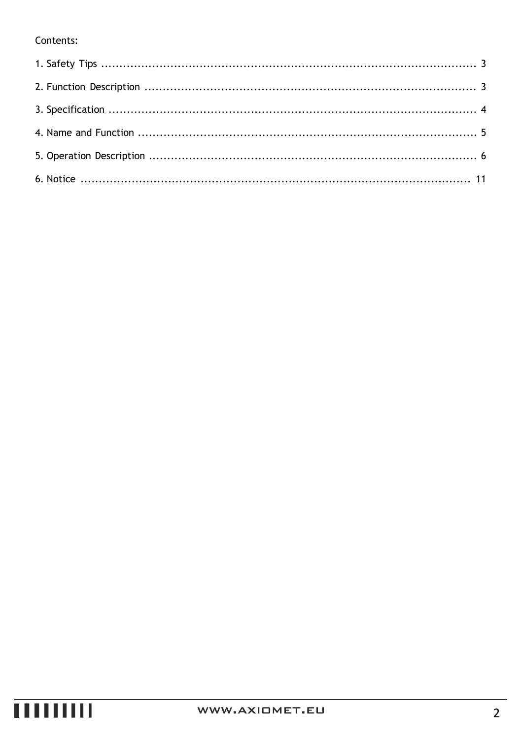Contents:

1. Safety Tips ........................................................................................................ 3
2. Function Description ............................................................................................ 3
3. Specification ........................................................................................................ 4
4. Name and Function ............................................................................................... 5
5. Operation Description ........................................................................................... 6
6. Notice ................................................................................................................ 11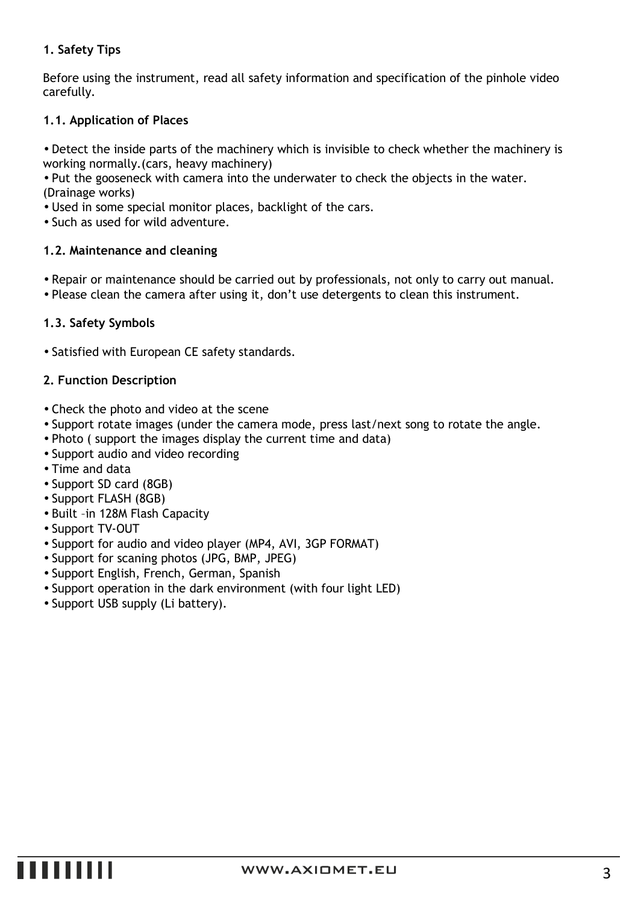## 1. Safety Tips

Before using the instrument, read all safety information and specification of the pinhole video carefully.

### 1.1. Application of Places

- Detect the inside parts of the machinery which is invisible to check whether the machinery is working normally.(cars, heavy machinery)
- Put the gooseneck with camera into the underwater to check the objects in the water. (Drainage works)
- Used in some special monitor places, backlight of the cars.
- Such as used for wild adventure.

### 1.2. Maintenance and cleaning

- Repair or maintenance should be carried out by professionals, not only to carry out manual.
- Please clean the camera after using it, don't use detergents to clean this instrument.

### 1.3. Safety Symbols

- Satisfied with European CE safety standards.

## 2. Function Description

- Check the photo and video at the scene
- Support rotate images (under the camera mode, press last/next song to rotate the angle.
- Photo ( support the images display the current time and data)
- Support audio and video recording
- Time and data
- Support SD card (8GB)
- Support FLASH (8GB)
- Built –in 128M Flash Capacity
- Support TV-OUT
- Support for audio and video player (MP4, AVI, 3GP FORMAT)
- Support for scaning photos (JPG, BMP, JPEG)
- Support English, French, German, Spanish
- Support operation in the dark environment (with four light LED)
- Support USB supply (Li battery).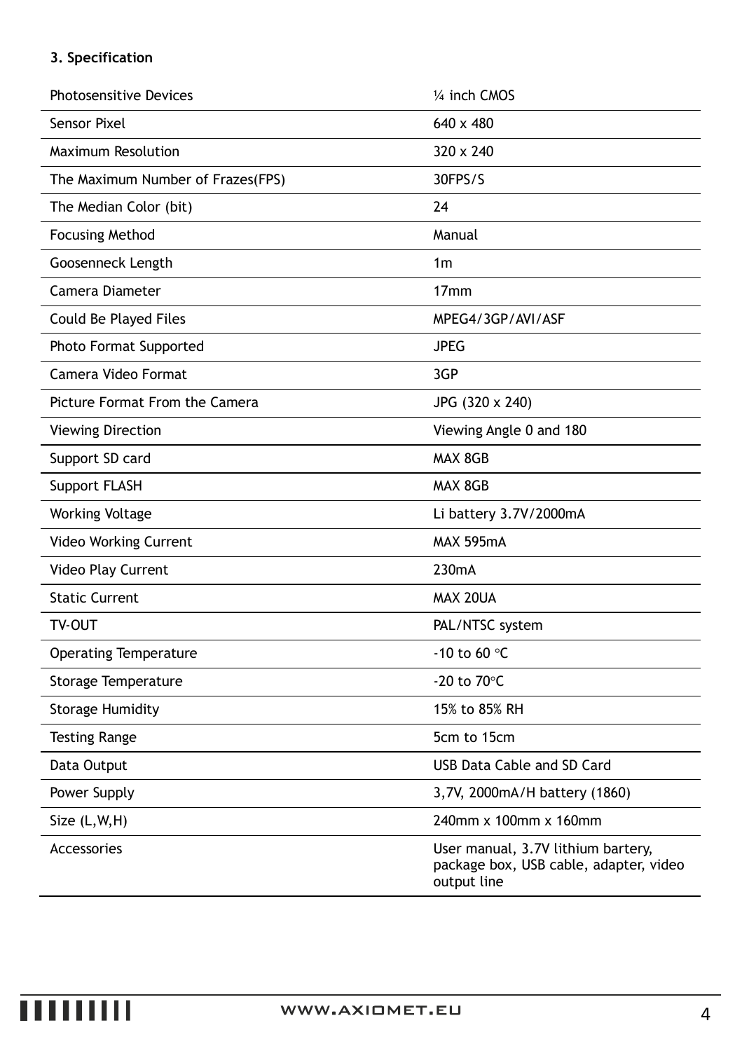### 3. Specification

| | |
|---|---|
| Photosensitive Devices | ¼ inch CMOS |
| Sensor Pixel | 640 x 480 |
| Maximum Resolution | 320 x 240 |
| The Maximum Number of Frazes(FPS) | 30FPS/S |
| The Median Color (bit) | 24 |
| Focusing Method | Manual |
| Goosenneck Length | 1m |
| Camera Diameter | 17mm |
| Could Be Played Files | MPEG4/3GP/AVI/ASF |
| Photo Format Supported | JPEG |
| Camera Video Format | 3GP |
| Picture Format From the Camera | JPG (320 x 240) |
| Viewing Direction | Viewing Angle 0 and 180 |
| Support SD card | MAX 8GB |
| Support FLASH | MAX 8GB |
| Working Voltage | Li battery 3.7V/2000mA |
| Video Working Current | MAX 595mA |
| Video Play Current | 230mA |
| Static Current | MAX 20UA |
| TV-OUT | PAL/NTSC system |
| Operating Temperature | -10 to 60 °C |
| Storage Temperature | -20 to 70°C |
| Storage Humidity | 15% to 85% RH |
| Testing Range | 5cm to 15cm |
| Data Output | USB Data Cable and SD Card |
| Power Supply | 3,7V, 2000mA/H battery (1860) |
| Size (L,W,H) | 240mm x 100mm x 160mm |
| Accessories | User manual, 3.7V lithium bartery, package box, USB cable, adapter, video output line |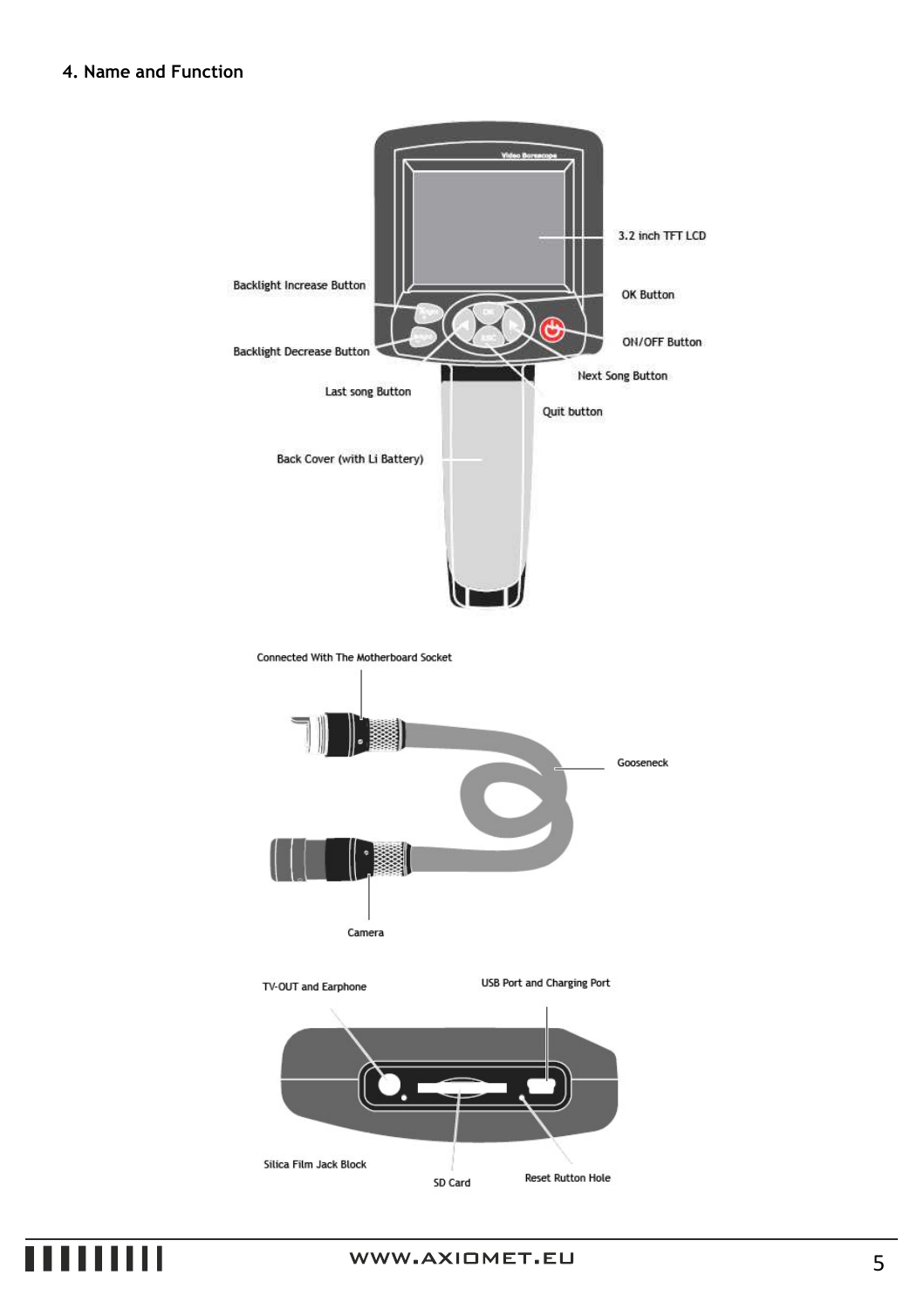## 4. Name and Function

3.2 inch TFT LCD

Backlight Increase Button

OK Button

ON/OFF Button

Backlight Decrease Button

Next Song Button

Last song Button

Quit button

Back Cover (with Li Battery)

Connected With The Motherboard Socket

Gooseneck

Camera

TV-OUT and Earphone

USB Port and Charging Port

Silica Film Jack Block

SD Card

Reset Rutton Hole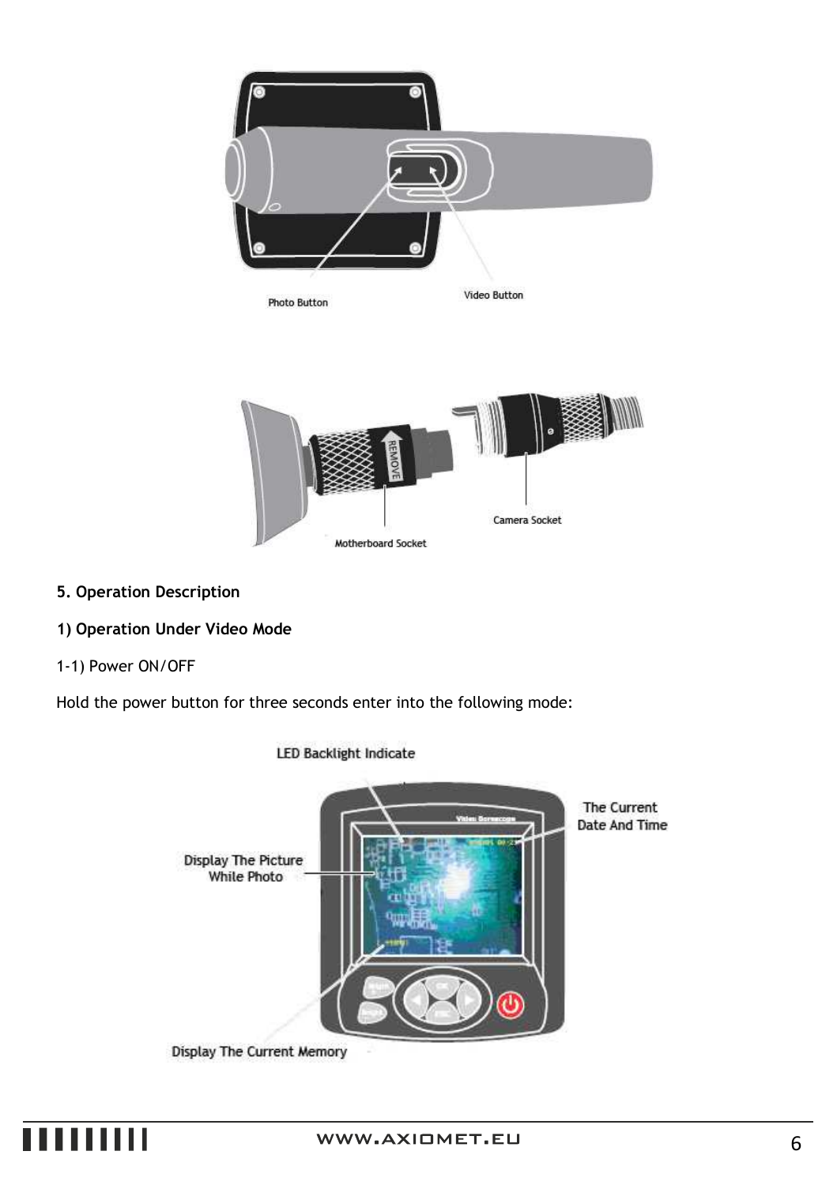Photo Button

Video Button

Motherboard Socket

Camera Socket

## 5. Operation Description

### 1) Operation Under Video Mode

1-1) Power ON/OFF

Hold the power button for three seconds enter into the following mode:

LED Backlight Indicate

The Current Date And Time

Display The Picture While Photo

Display The Current Memory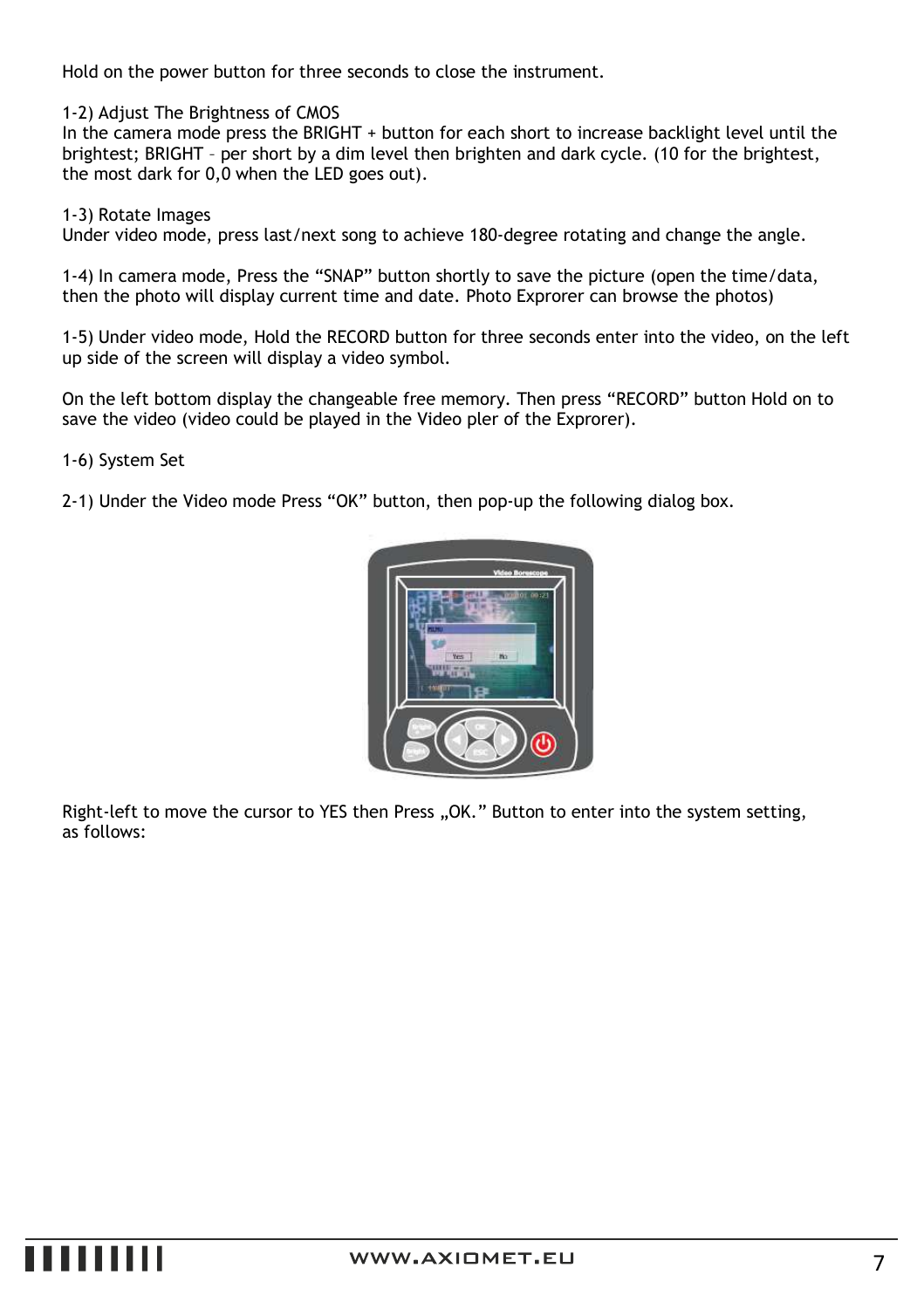Hold on the power button for three seconds to close the instrument.

1-2) Adjust The Brightness of CMOS
In the camera mode press the BRIGHT + button for each short to increase backlight level until the brightest; BRIGHT – per short by a dim level then brighten and dark cycle. (10 for the brightest, the most dark for 0,0 when the LED goes out).

1-3) Rotate Images
Under video mode, press last/next song to achieve 180-degree rotating and change the angle.

1-4) In camera mode, Press the “SNAP” button shortly to save the picture (open the time/data, then the photo will display current time and date. Photo Exprorer can browse the photos)

1-5) Under video mode, Hold the RECORD button for three seconds enter into the video, on the left up side of the screen will display a video symbol.

On the left bottom display the changeable free memory. Then press “RECORD” button Hold on to save the video (video could be played in the Video pler of the Exprorer).

1-6) System Set

2-1) Under the Video mode Press “OK” button, then pop-up the following dialog box.

Right-left to move the cursor to YES then Press „OK.” Button to enter into the system setting, as follows: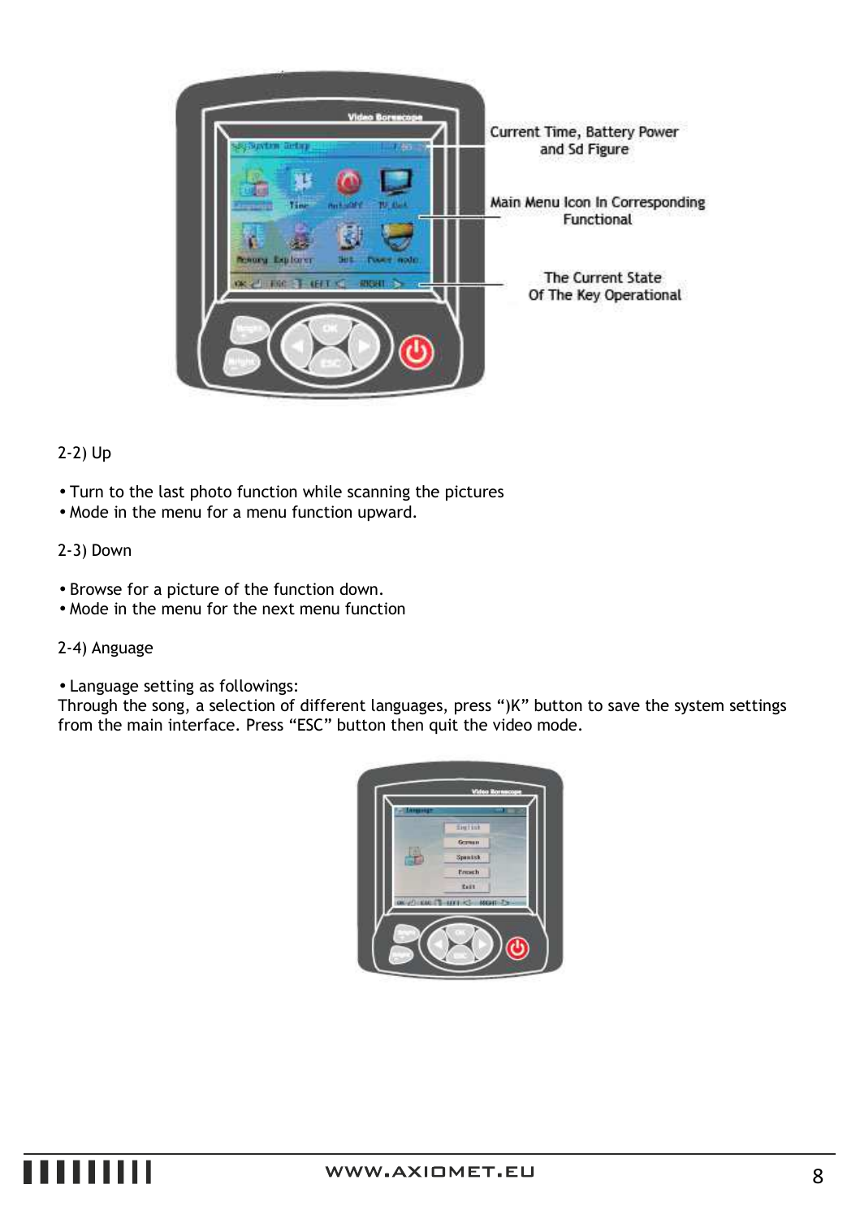Current Time, Battery Power and Sd Figure

Main Menu Icon In Corresponding Functional

The Current State Of The Key Operational

2-2) Up

- Turn to the last photo function while scanning the pictures
- Mode in the menu for a menu function upward.

2-3) Down

- Browse for a picture of the function down.
- Mode in the menu for the next menu function

2-4) Anguage

- Language setting as followings:

Through the song, a selection of different languages, press “)K” button to save the system settings from the main interface. Press “ESC” button then quit the video mode.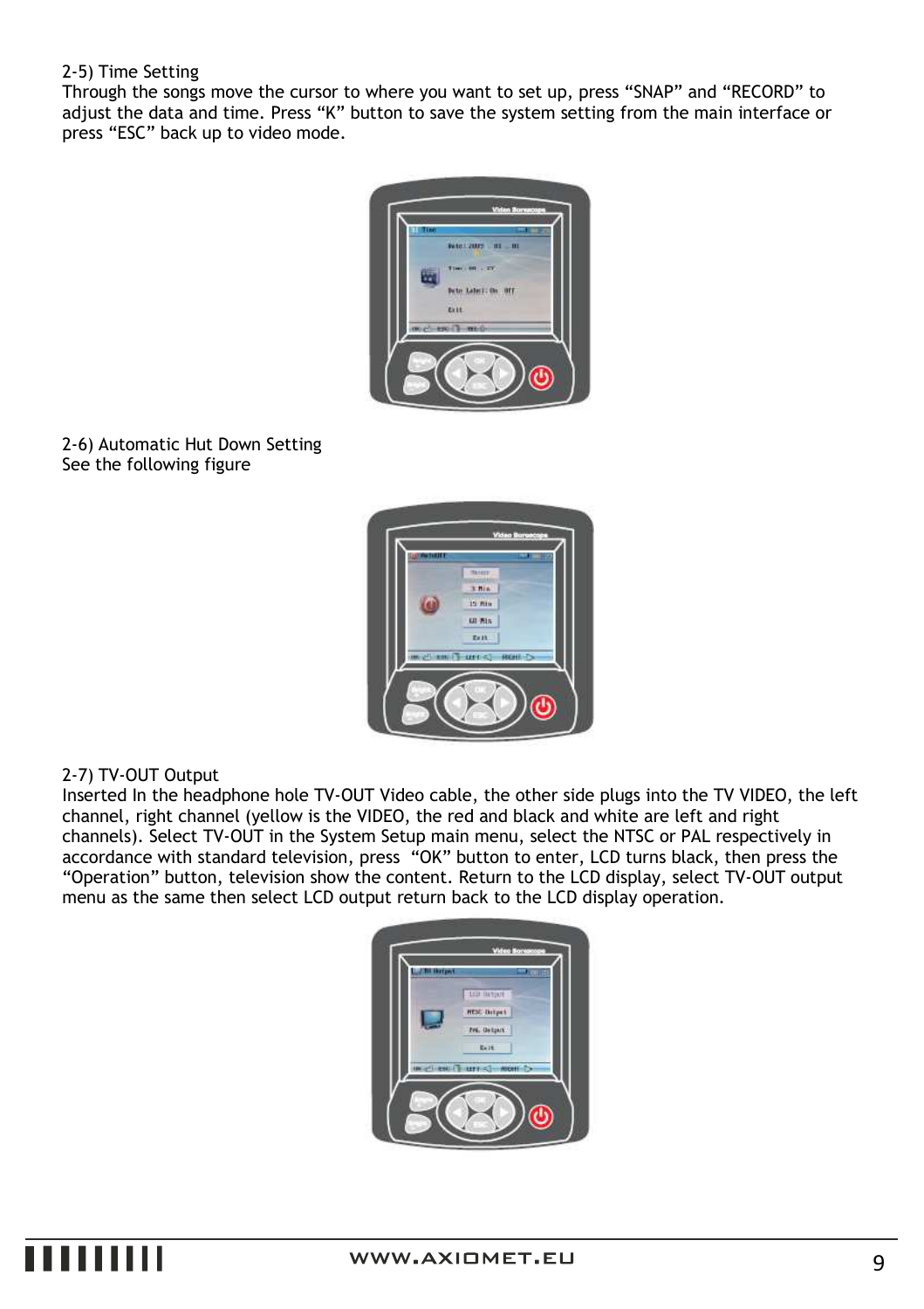2-5) Time Setting

Through the songs move the cursor to where you want to set up, press “SNAP” and “RECORD” to adjust the data and time. Press “K” button to save the system setting from the main interface or press “ESC” back up to video mode.

2-6) Automatic Hut Down Setting

See the following figure

2-7) TV-OUT Output

Inserted In the headphone hole TV-OUT Video cable, the other side plugs into the TV VIDEO, the left channel, right channel (yellow is the VIDEO, the red and black and white are left and right channels). Select TV-OUT in the System Setup main menu, select the NTSC or PAL respectively in accordance with standard television, press “OK” button to enter, LCD turns black, then press the “Operation” button, television show the content. Return to the LCD display, select TV-OUT output menu as the same then select LCD output return back to the LCD display operation.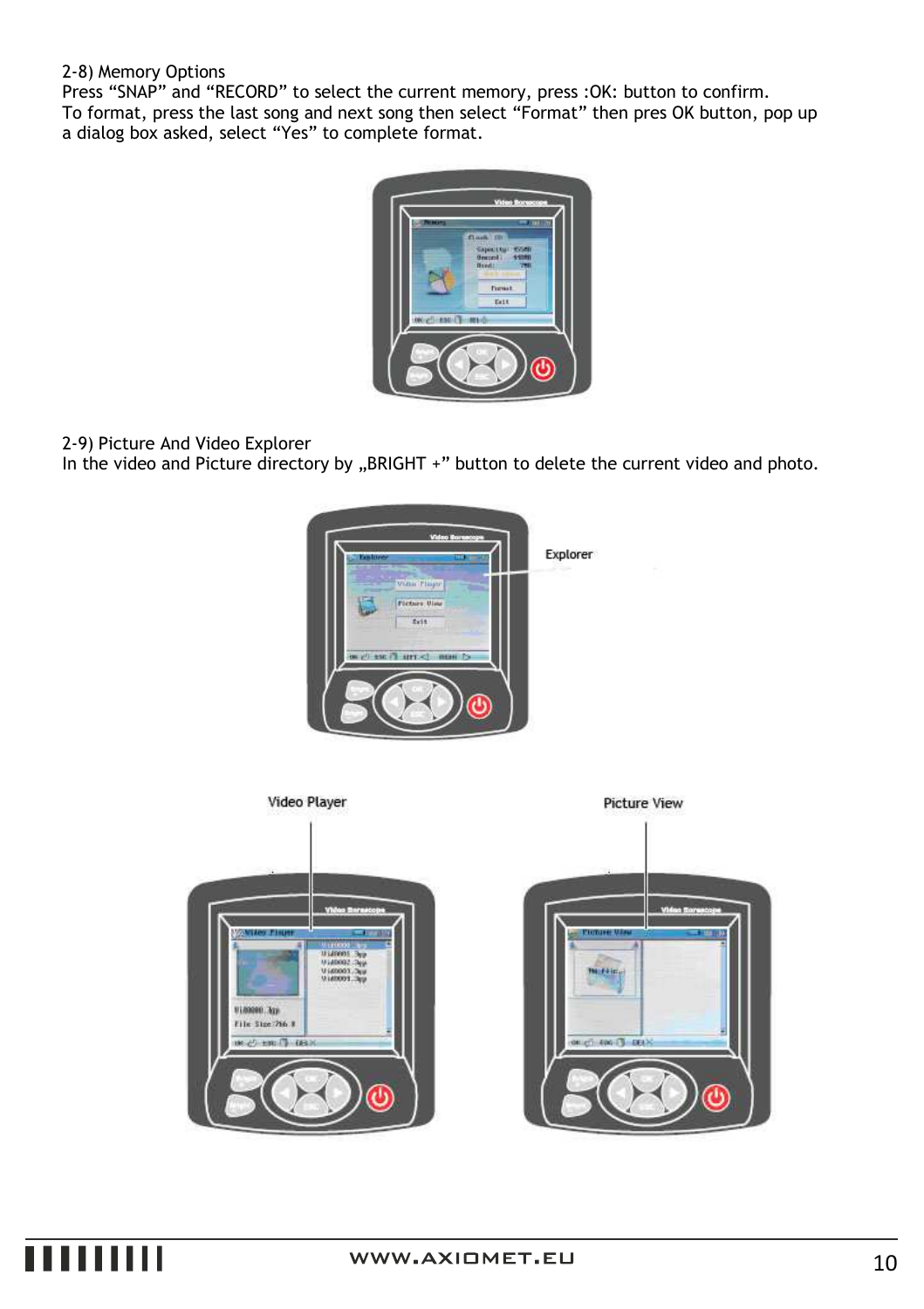2-8) Memory Options

Press “SNAP” and “RECORD” to select the current memory, press :OK: button to confirm.
To format, press the last song and next song then select “Format” then pres OK button, pop up a dialog box asked, select “Yes” to complete format.

2-9) Picture And Video Explorer

In the video and Picture directory by „BRIGHT +” button to delete the current video and photo.

Explorer

Video Player

Picture View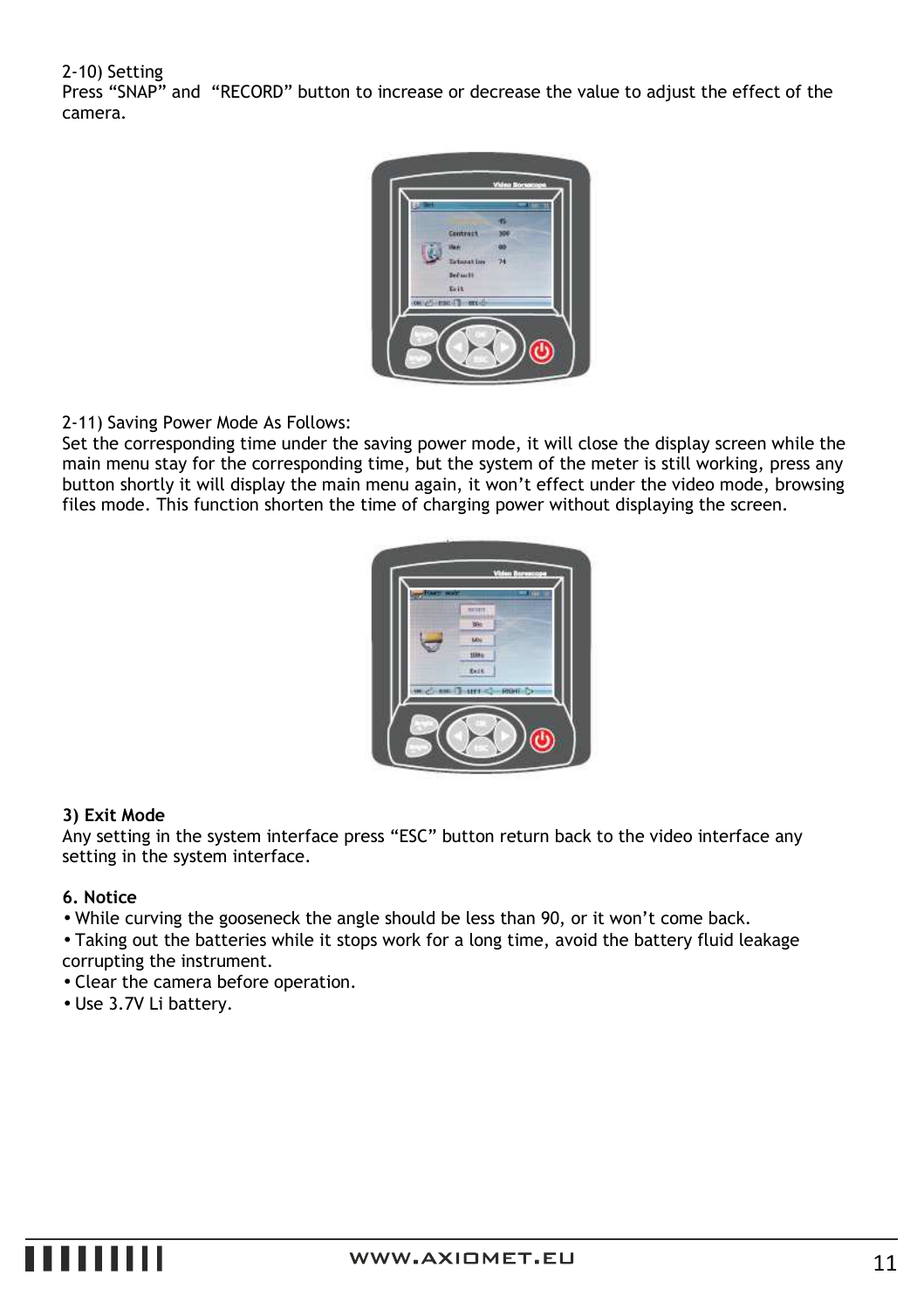2-10) Setting

Press “SNAP” and “RECORD” button to increase or decrease the value to adjust the effect of the camera.

2-11) Saving Power Mode As Follows:

Set the corresponding time under the saving power mode, it will close the display screen while the main menu stay for the corresponding time, but the system of the meter is still working, press any button shortly it will display the main menu again, it won’t effect under the video mode, browsing files mode. This function shorten the time of charging power without displaying the screen.

**3) Exit Mode**

Any setting in the system interface press “ESC” button return back to the video interface any setting in the system interface.

**6. Notice**

- While curving the gooseneck the angle should be less than 90, or it won’t come back.
- Taking out the batteries while it stops work for a long time, avoid the battery fluid leakage corrupting the instrument.
- Clear the camera before operation.
- Use 3.7V Li battery.